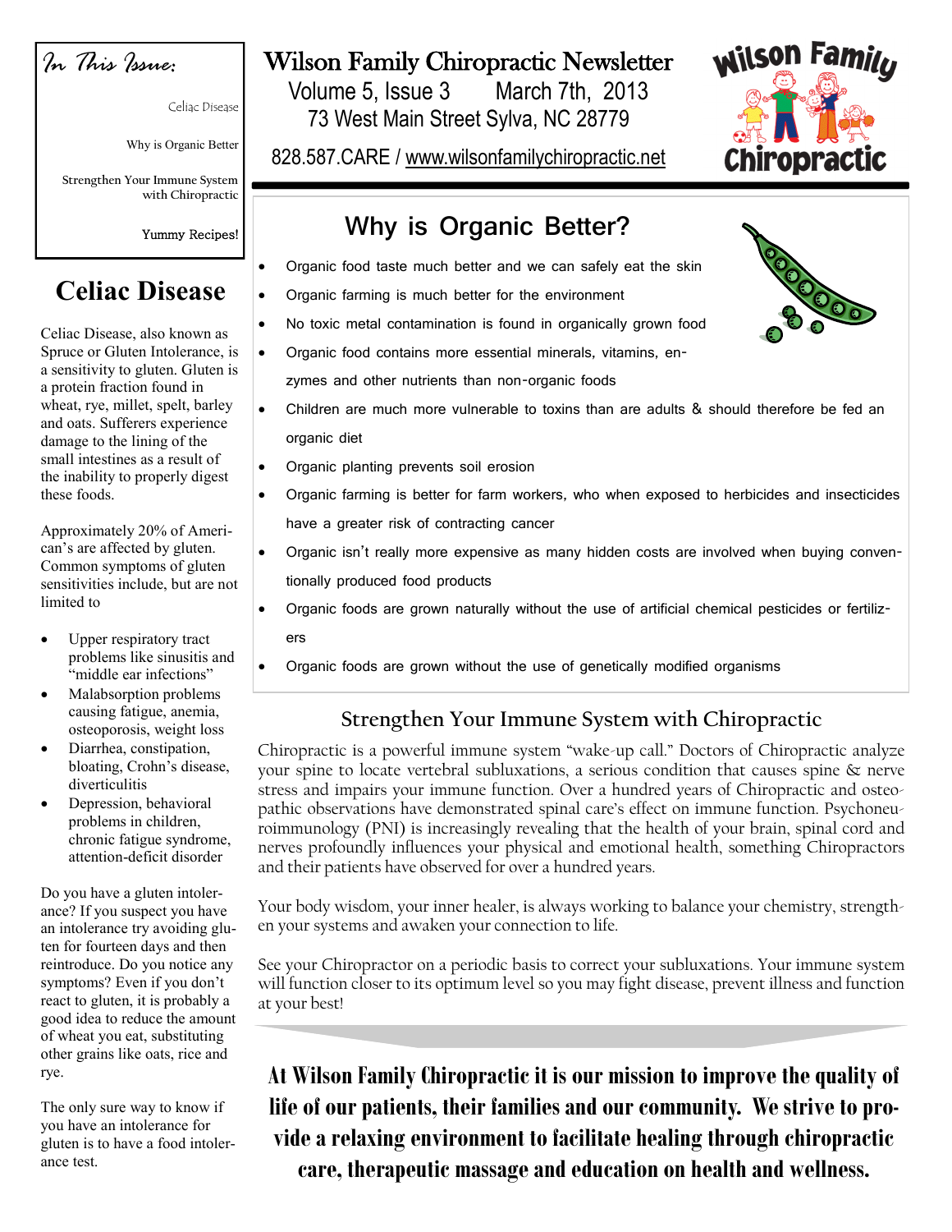# Wilson Family Chiropractic Newsletter

Volume 5, Issue 3 March 7th, 2013

73 West Main Street Sylva, NC 28779

828.587.CARE / www.wilsonfamilychiropractic.net

*In This Issue:*

- Celiac Disease
- Why is Organic Better
- Strengthen Your Immune System with Chiropractic
- Yummy Recipes!

## Celiac Disease

Celiac Disease, also known as Spruce or Gluten Intolerance, is a sensitivity to gluten. Gluten is a protein fraction found in wheat, rye, millet, spelt, barley and oats. Sufferers experience damage to the lining of the small intestines as a result of the inability to properly digest these foods.

Approximately 20% of American's are affected by gluten. Common symptoms of gluten sensitivities include, but are not limited to

- Upper respiratory tract problems like sinusitis and "middle ear infections"
- Malabsorption problems causing fatigue, anemia, osteoporosis, weight loss
- Diarrhea, constipation, bloating, Crohn's disease, diverticulitis
- Depression, behavioral problems in children, chronic fatigue syndrome, attention-deficit disorder

Do you have a gluten intolerance? If you suspect you have an intolerance try avoiding gluten for fourteen days and then reintroduce. Do you notice any symptoms? Even if you don't react to gluten, it is probably a good idea to reduce the amount of wheat you eat, substituting other grains like oats, rice and rye.

The only sure way to know if you have an intolerance for gluten is to have a food intolerance test.

## Why is Organic Better?

- Organic food taste much better and we can safely eat the skin
- Organic farming is much better for the environment
- No toxic metal contamination is found in organically grown food
- Organic food contains more essential minerals, vitamins, enzymes and other nutrients than non-organic foods
- Children are much more vulnerable to toxins than are adults & should therefore be fed an organic diet
- Organic planting prevents soil erosion
- Organic farming is better for farm workers, who when exposed to herbicides and insecticides have a greater risk of contracting cancer
- Organic isn't really more expensive as many hidden costs are involved when buying conventionally produced food products
- Organic foods are grown naturally without the use of artificial chemical pesticides or fertilizers
- Organic foods are grown without the use of genetically modified organisms

## Strengthen Your Immune System with Chiropractic

Chiropractic is a powerful immune system "wake-up call." Doctors of Chiropractic analyze your spine to locate vertebral subluxations, a serious condition that causes spine & nerve stress and impairs your immune function. Over a hundred years of Chiropractic and osteopathic observations have demonstrated spinal care's effect on immune function. Psychoneuroimmunology (PNI) is increasingly revealing that the health of your brain, spinal cord and nerves profoundly influences your physical and emotional health, something Chiropractors and their patients have observed for over a hundred years.

Your body wisdom, your inner healer, is always working to balance your chemistry, strengthen your systems and awaken your connection to life.

See your Chiropractor on a periodic basis to correct your subluxations. Your immune system will function closer to its optimum level so you may fight disease, prevent illness and function at your best!

**At Wilson Family Chiropractic it is our mission to improve the quality of life of our patients, their families and our community. We strive to provide a relaxing environment to facilitate healing through chiropractic care, therapeutic massage and education on health and wellness.**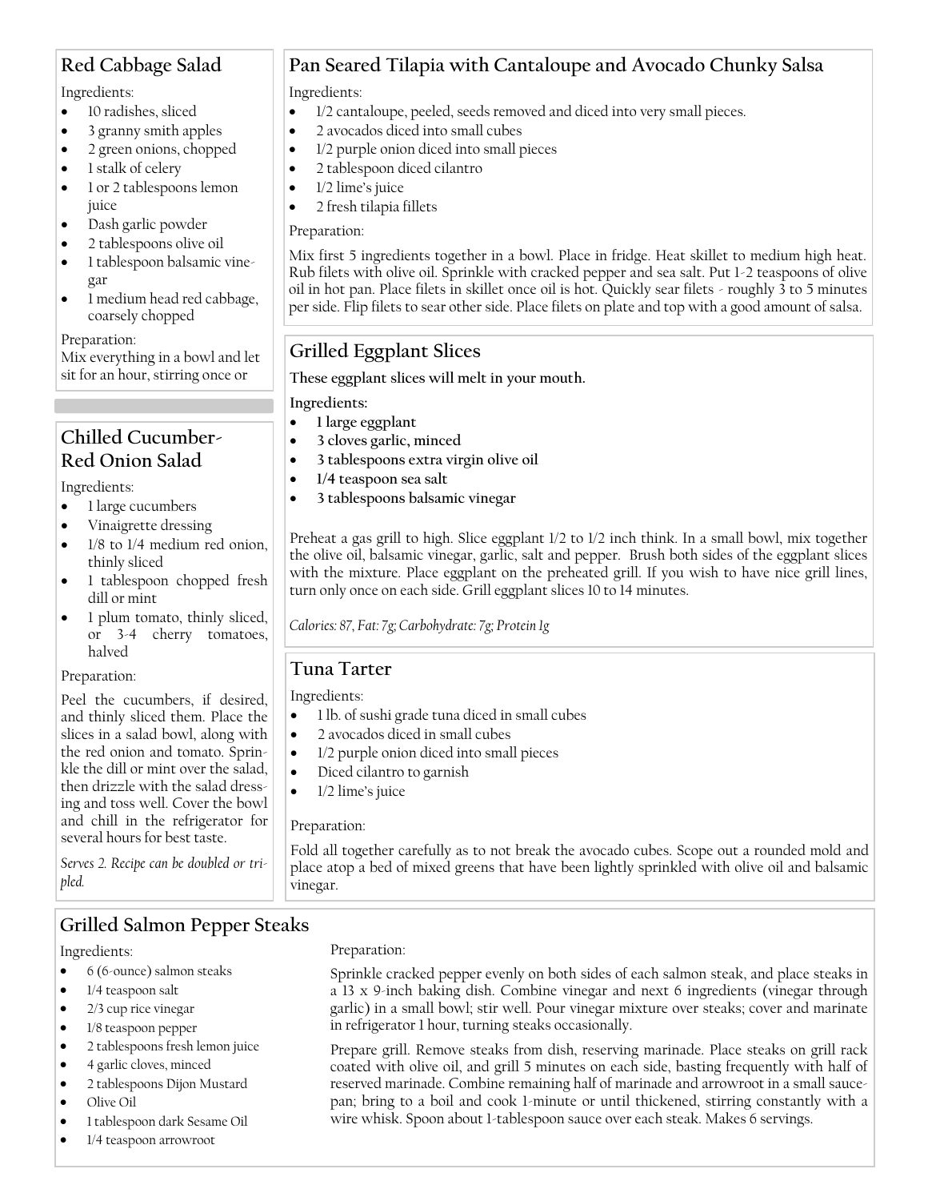## Red Cabbage Salad

Ingredients:

- 10 radishes, sliced
- 3 granny smith apples
- 2 green onions, chopped
- 1 stalk of celery
- 1 or 2 tablespoons lemon juice
- Dash garlic powder
- 2 tablespoons olive oil
- 1 tablespoon balsamic vinegar
- 1 medium head red cabbage, coarsely chopped

Preparation:

Mix everything in a bowl and let sit for an hour, stirring once or

## Chilled Cucumber-Red Onion Salad

Ingredients:

- 1 large cucumbers
- Vinaigrette dressing
- 1/8 to 1/4 medium red onion, thinly sliced
- 1 tablespoon chopped fresh dill or mint
- 1 plum tomato, thinly sliced, or 3-4 cherry tomatoes, halved

Preparation:

Peel the cucumbers, if desired, and thinly sliced them. Place the slices in a salad bowl, along with the red onion and tomato. Sprinkle the dill or mint over the salad, then drizzle with the salad dressing and toss well. Cover the bowl and chill in the refrigerator for several hours for best taste.

*Serves 2. Recipe can be doubled or tripled.*

## Pan Seared Tilapia with Cantaloupe and Avocado Chunky Salsa

Ingredients:

- 1/2 cantaloupe, peeled, seeds removed and diced into very small pieces.
- 2 avocados diced into small cubes
- 1/2 purple onion diced into small pieces
- 2 tablespoon diced cilantro
- 1/2 lime's juice
- 2 fresh tilapia fillets

Preparation:

Mix first 5 ingredients together in a bowl. Place in fridge. Heat skillet to medium high heat. Rub filets with olive oil. Sprinkle with cracked pepper and sea salt. Put 1-2 teaspoons of olive oil in hot pan. Place filets in skillet once oil is hot. Quickly sear filets - roughly 3 to 5 minutes per side. Flip filets to sear other side. Place filets on plate and top with a good amount of salsa.

## Grilled Eggplant Slices

**These eggplant slices will melt in your mouth.**

**Ingredients:**

- **1 large eggplant**
- **3 cloves garlic, minced**
- **3 tablespoons extra virgin olive oil**
- **1/4 teaspoon sea salt**
- **3 tablespoons balsamic vinegar**

Preheat a gas grill to high. Slice eggplant 1/2 to 1/2 inch think. In a small bowl, mix together the olive oil, balsamic vinegar, garlic, salt and pepper. Brush both sides of the eggplant slices with the mixture. Place eggplant on the preheated grill. If you wish to have nice grill lines, turn only once on each side. Grill eggplant slices 10 to 14 minutes.

*Calories: 87, Fat: 7g; Carbohydrate: 7g; Protein 1g*

## Tuna Tarter

Ingredients:

- 1 lb. of sushi grade tuna diced in small cubes
- 2 avocados diced in small cubes
- 1/2 purple onion diced into small pieces
- Diced cilantro to garnish
- 1/2 lime's juice

Preparation:

Fold all together carefully as to not break the avocado cubes. Scope out a rounded mold and place atop a bed of mixed greens that have been lightly sprinkled with olive oil and balsamic vinegar.

## Grilled Salmon Pepper Steaks

Ingredients:

- 6 (6-ounce) salmon steaks
- 1/4 teaspoon salt
- 2/3 cup rice vinegar
- 1/8 teaspoon pepper
- 2 tablespoons fresh lemon juice
- 4 garlic cloves, minced
- 2 tablespoons Dijon Mustard
- Olive Oil
- 1 tablespoon dark Sesame Oil
- 1/4 teaspoon arrowroot

Preparation:

Sprinkle cracked pepper evenly on both sides of each salmon steak, and place steaks in a 13 x 9-inch baking dish. Combine vinegar and next 6 ingredients (vinegar through garlic) in a small bowl; stir well. Pour vinegar mixture over steaks; cover and marinate in refrigerator 1 hour, turning steaks occasionally.

Prepare grill. Remove steaks from dish, reserving marinade. Place steaks on grill rack coated with olive oil, and grill 5 minutes on each side, basting frequently with half of reserved marinade. Combine remaining half of marinade and arrowroot in a small saucepan; bring to a boil and cook 1-minute or until thickened, stirring constantly with a wire whisk. Spoon about 1-tablespoon sauce over each steak. Makes 6 servings.